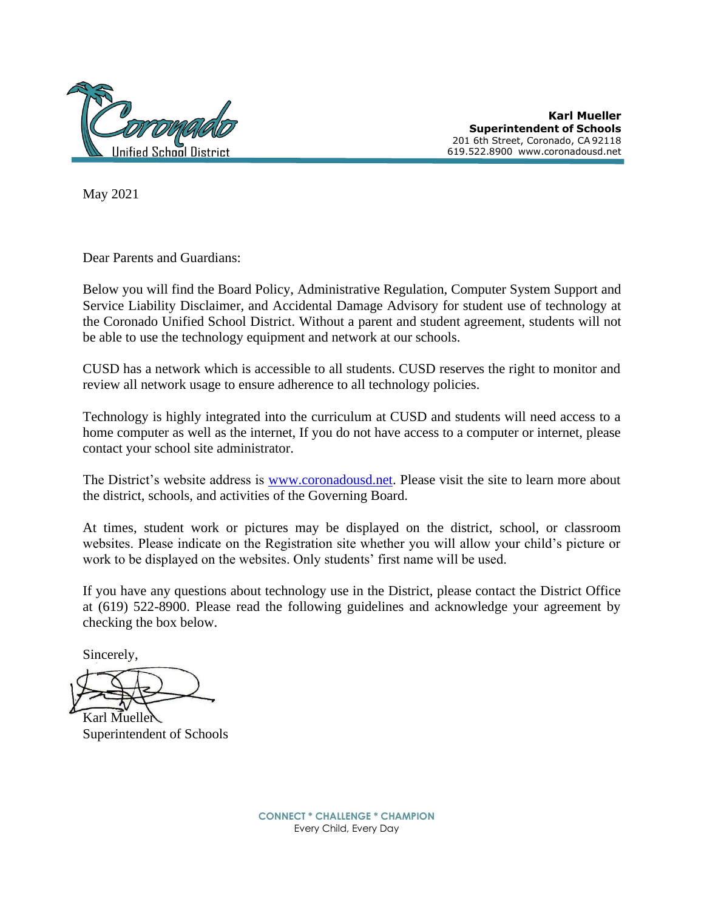Coronado Unified School District

**Karl Mueller**
**Superintendent of Schools**
201 6th Street, Coronado, CA 92118
619.522.8900 www.coronadousd.net

May 2021

Dear Parents and Guardians:

Below you will find the Board Policy, Administrative Regulation, Computer System Support and Service Liability Disclaimer, and Accidental Damage Advisory for student use of technology at the Coronado Unified School District. Without a parent and student agreement, students will not be able to use the technology equipment and network at our schools.

CUSD has a network which is accessible to all students. CUSD reserves the right to monitor and review all network usage to ensure adherence to all technology policies.

Technology is highly integrated into the curriculum at CUSD and students will need access to a home computer as well as the internet, If you do not have access to a computer or internet, please contact your school site administrator.

The District's website address is www.coronadousd.net. Please visit the site to learn more about the district, schools, and activities of the Governing Board.

At times, student work or pictures may be displayed on the district, school, or classroom websites. Please indicate on the Registration site whether you will allow your child's picture or work to be displayed on the websites. Only students' first name will be used.

If you have any questions about technology use in the District, please contact the District Office at (619) 522-8900. Please read the following guidelines and acknowledge your agreement by checking the box below.

Sincerely,

Karl Mueller
Superintendent of Schools

**CONNECT * CHALLENGE * CHAMPION**
Every Child, Every Day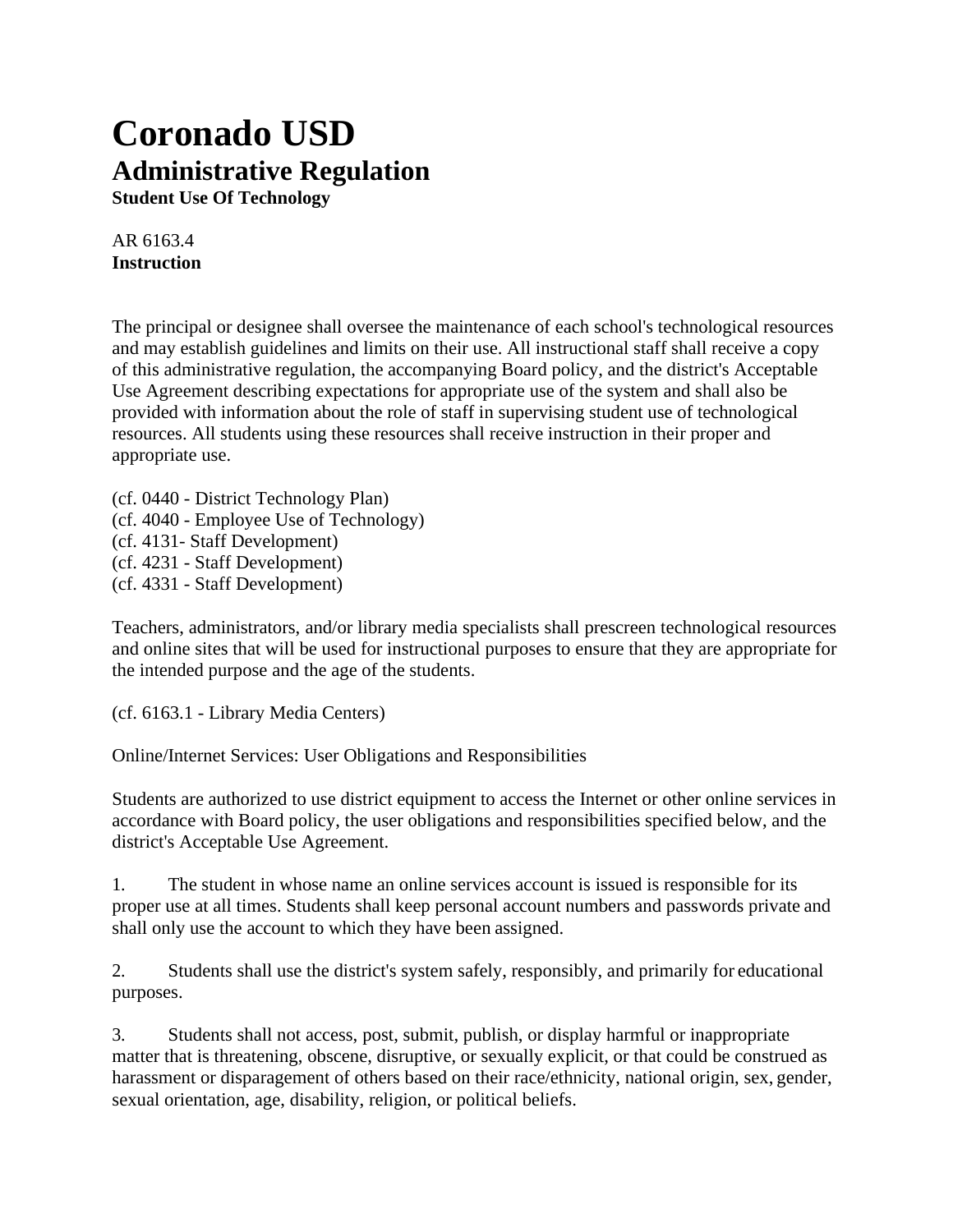# Coronado USD

## Administrative Regulation

**Student Use Of Technology**

AR 6163.4
**Instruction**

The principal or designee shall oversee the maintenance of each school's technological resources and may establish guidelines and limits on their use. All instructional staff shall receive a copy of this administrative regulation, the accompanying Board policy, and the district's Acceptable Use Agreement describing expectations for appropriate use of the system and shall also be provided with information about the role of staff in supervising student use of technological resources. All students using these resources shall receive instruction in their proper and appropriate use.

(cf. 0440 - District Technology Plan)
(cf. 4040 - Employee Use of Technology)
(cf. 4131- Staff Development)
(cf. 4231 - Staff Development)
(cf. 4331 - Staff Development)

Teachers, administrators, and/or library media specialists shall prescreen technological resources and online sites that will be used for instructional purposes to ensure that they are appropriate for the intended purpose and the age of the students.

(cf. 6163.1 - Library Media Centers)

Online/Internet Services: User Obligations and Responsibilities

Students are authorized to use district equipment to access the Internet or other online services in accordance with Board policy, the user obligations and responsibilities specified below, and the district's Acceptable Use Agreement.

1. The student in whose name an online services account is issued is responsible for its proper use at all times. Students shall keep personal account numbers and passwords private and shall only use the account to which they have been assigned.

2. Students shall use the district's system safely, responsibly, and primarily for educational purposes.

3. Students shall not access, post, submit, publish, or display harmful or inappropriate matter that is threatening, obscene, disruptive, or sexually explicit, or that could be construed as harassment or disparagement of others based on their race/ethnicity, national origin, sex, gender, sexual orientation, age, disability, religion, or political beliefs.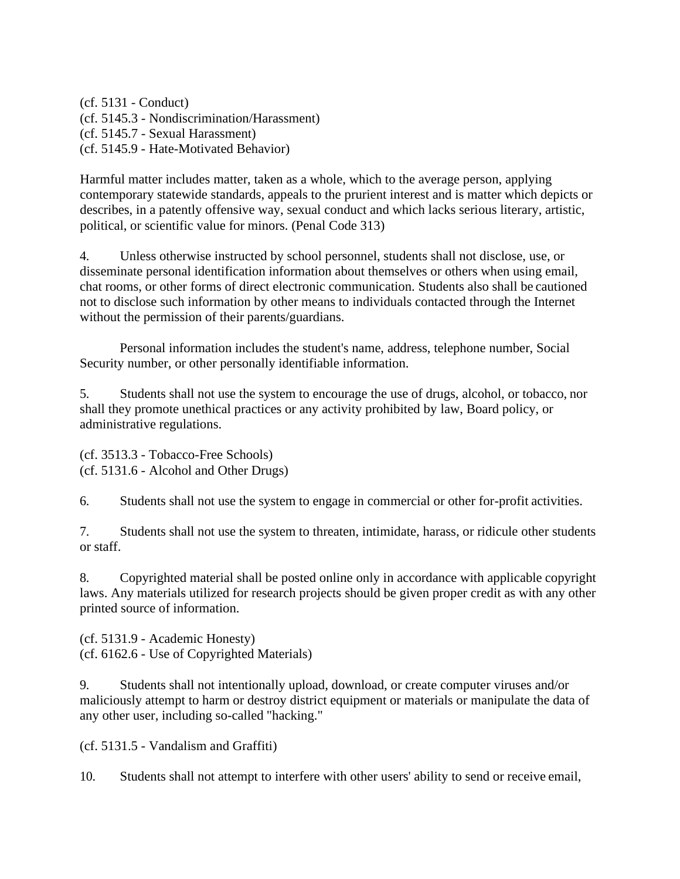(cf. 5131 - Conduct)
(cf. 5145.3 - Nondiscrimination/Harassment)
(cf. 5145.7 - Sexual Harassment)
(cf. 5145.9 - Hate-Motivated Behavior)

Harmful matter includes matter, taken as a whole, which to the average person, applying contemporary statewide standards, appeals to the prurient interest and is matter which depicts or describes, in a patently offensive way, sexual conduct and which lacks serious literary, artistic, political, or scientific value for minors. (Penal Code 313)

4. Unless otherwise instructed by school personnel, students shall not disclose, use, or disseminate personal identification information about themselves or others when using email, chat rooms, or other forms of direct electronic communication. Students also shall be cautioned not to disclose such information by other means to individuals contacted through the Internet without the permission of their parents/guardians.

   Personal information includes the student's name, address, telephone number, Social Security number, or other personally identifiable information.

5. Students shall not use the system to encourage the use of drugs, alcohol, or tobacco, nor shall they promote unethical practices or any activity prohibited by law, Board policy, or administrative regulations.

(cf. 3513.3 - Tobacco-Free Schools)
(cf. 5131.6 - Alcohol and Other Drugs)

6. Students shall not use the system to engage in commercial or other for-profit activities.

7. Students shall not use the system to threaten, intimidate, harass, or ridicule other students or staff.

8. Copyrighted material shall be posted online only in accordance with applicable copyright laws. Any materials utilized for research projects should be given proper credit as with any other printed source of information.

(cf. 5131.9 - Academic Honesty)
(cf. 6162.6 - Use of Copyrighted Materials)

9. Students shall not intentionally upload, download, or create computer viruses and/or maliciously attempt to harm or destroy district equipment or materials or manipulate the data of any other user, including so-called "hacking."

(cf. 5131.5 - Vandalism and Graffiti)

10. Students shall not attempt to interfere with other users' ability to send or receive email,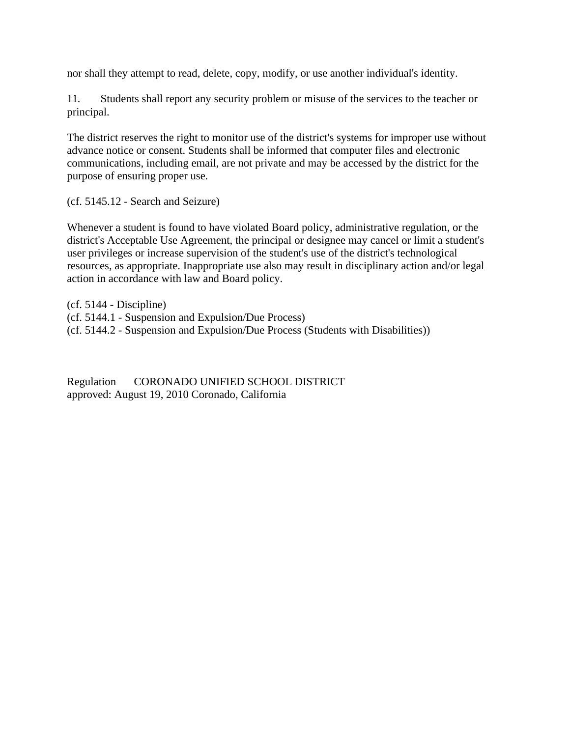nor shall they attempt to read, delete, copy, modify, or use another individual's identity.

11. Students shall report any security problem or misuse of the services to the teacher or principal.

The district reserves the right to monitor use of the district's systems for improper use without advance notice or consent. Students shall be informed that computer files and electronic communications, including email, are not private and may be accessed by the district for the purpose of ensuring proper use.

(cf. 5145.12 - Search and Seizure)

Whenever a student is found to have violated Board policy, administrative regulation, or the district's Acceptable Use Agreement, the principal or designee may cancel or limit a student's user privileges or increase supervision of the student's use of the district's technological resources, as appropriate. Inappropriate use also may result in disciplinary action and/or legal action in accordance with law and Board policy.

(cf. 5144 - Discipline)
(cf. 5144.1 - Suspension and Expulsion/Due Process)
(cf. 5144.2 - Suspension and Expulsion/Due Process (Students with Disabilities))

Regulation CORONADO UNIFIED SCHOOL DISTRICT
approved: August 19, 2010 Coronado, California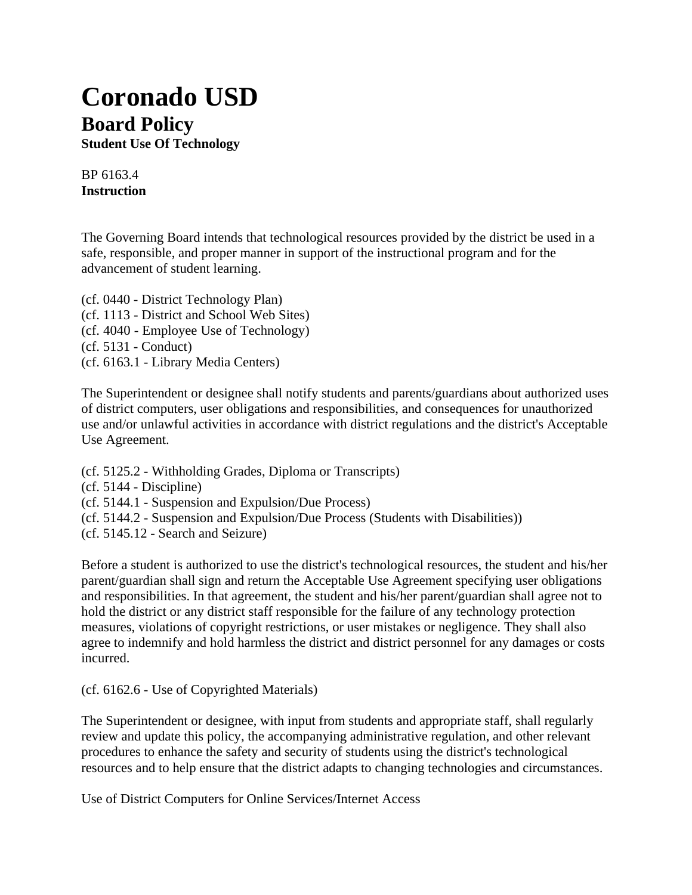# Coronado USD

## Board Policy

### Student Use Of Technology

BP 6163.4
**Instruction**

The Governing Board intends that technological resources provided by the district be used in a safe, responsible, and proper manner in support of the instructional program and for the advancement of student learning.

(cf. 0440 - District Technology Plan)
(cf. 1113 - District and School Web Sites)
(cf. 4040 - Employee Use of Technology)
(cf. 5131 - Conduct)
(cf. 6163.1 - Library Media Centers)

The Superintendent or designee shall notify students and parents/guardians about authorized uses of district computers, user obligations and responsibilities, and consequences for unauthorized use and/or unlawful activities in accordance with district regulations and the district's Acceptable Use Agreement.

(cf. 5125.2 - Withholding Grades, Diploma or Transcripts)
(cf. 5144 - Discipline)
(cf. 5144.1 - Suspension and Expulsion/Due Process)
(cf. 5144.2 - Suspension and Expulsion/Due Process (Students with Disabilities))
(cf. 5145.12 - Search and Seizure)

Before a student is authorized to use the district's technological resources, the student and his/her parent/guardian shall sign and return the Acceptable Use Agreement specifying user obligations and responsibilities. In that agreement, the student and his/her parent/guardian shall agree not to hold the district or any district staff responsible for the failure of any technology protection measures, violations of copyright restrictions, or user mistakes or negligence. They shall also agree to indemnify and hold harmless the district and district personnel for any damages or costs incurred.

(cf. 6162.6 - Use of Copyrighted Materials)

The Superintendent or designee, with input from students and appropriate staff, shall regularly review and update this policy, the accompanying administrative regulation, and other relevant procedures to enhance the safety and security of students using the district's technological resources and to help ensure that the district adapts to changing technologies and circumstances.

Use of District Computers for Online Services/Internet Access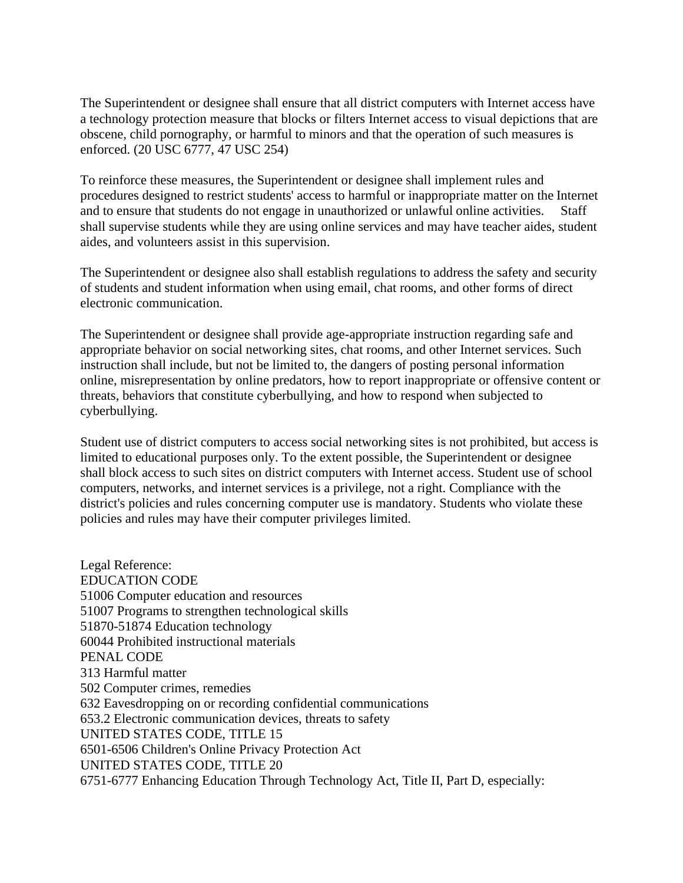The Superintendent or designee shall ensure that all district computers with Internet access have a technology protection measure that blocks or filters Internet access to visual depictions that are obscene, child pornography, or harmful to minors and that the operation of such measures is enforced. (20 USC 6777, 47 USC 254)

To reinforce these measures, the Superintendent or designee shall implement rules and procedures designed to restrict students' access to harmful or inappropriate matter on the Internet and to ensure that students do not engage in unauthorized or unlawful online activities. Staff shall supervise students while they are using online services and may have teacher aides, student aides, and volunteers assist in this supervision.

The Superintendent or designee also shall establish regulations to address the safety and security of students and student information when using email, chat rooms, and other forms of direct electronic communication.

The Superintendent or designee shall provide age-appropriate instruction regarding safe and appropriate behavior on social networking sites, chat rooms, and other Internet services. Such instruction shall include, but not be limited to, the dangers of posting personal information online, misrepresentation by online predators, how to report inappropriate or offensive content or threats, behaviors that constitute cyberbullying, and how to respond when subjected to cyberbullying.

Student use of district computers to access social networking sites is not prohibited, but access is limited to educational purposes only. To the extent possible, the Superintendent or designee shall block access to such sites on district computers with Internet access. Student use of school computers, networks, and internet services is a privilege, not a right. Compliance with the district's policies and rules concerning computer use is mandatory. Students who violate these policies and rules may have their computer privileges limited.

Legal Reference:
EDUCATION CODE
51006 Computer education and resources
51007 Programs to strengthen technological skills
51870-51874 Education technology
60044 Prohibited instructional materials
PENAL CODE
313 Harmful matter
502 Computer crimes, remedies
632 Eavesdropping on or recording confidential communications
653.2 Electronic communication devices, threats to safety
UNITED STATES CODE, TITLE 15
6501-6506 Children's Online Privacy Protection Act
UNITED STATES CODE, TITLE 20
6751-6777 Enhancing Education Through Technology Act, Title II, Part D, especially: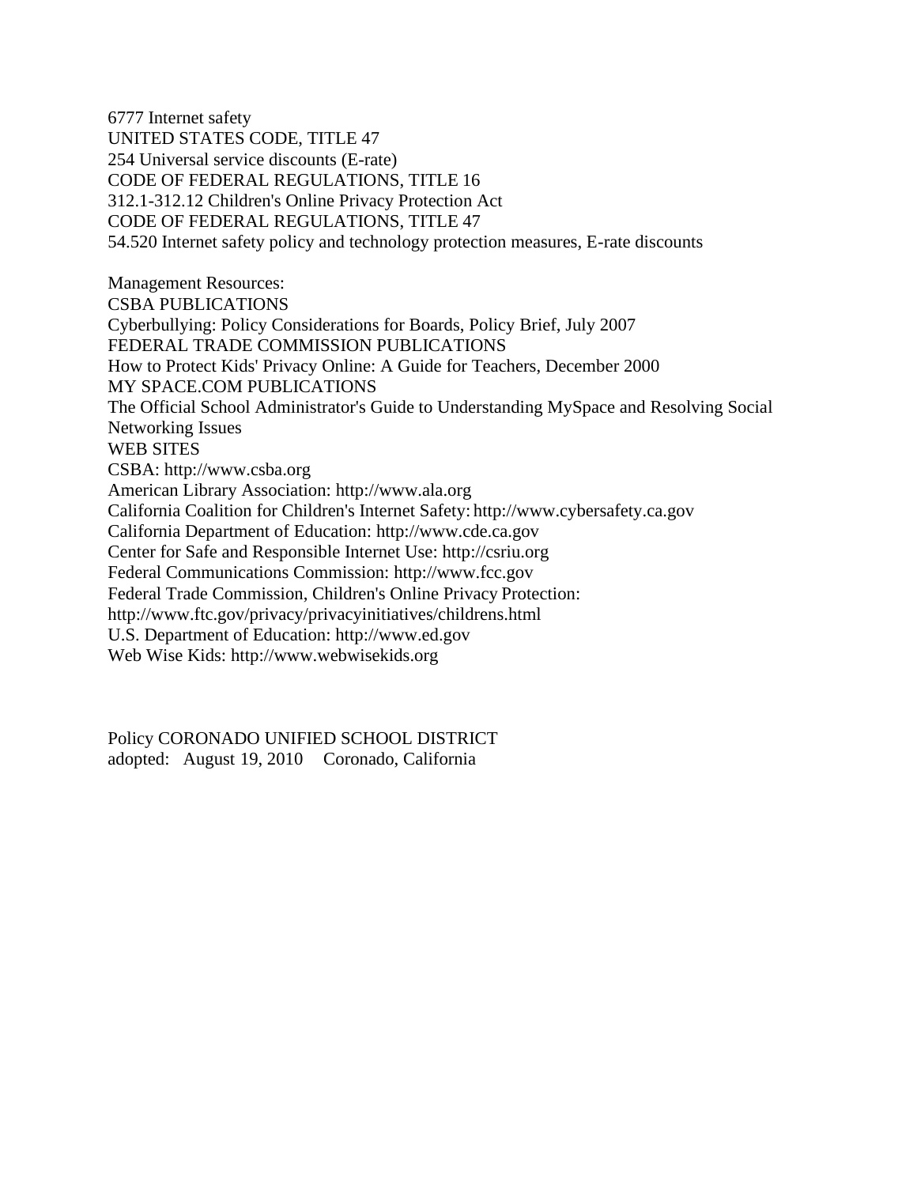6777 Internet safety
UNITED STATES CODE, TITLE 47
254 Universal service discounts (E-rate)
CODE OF FEDERAL REGULATIONS, TITLE 16
312.1-312.12 Children's Online Privacy Protection Act
CODE OF FEDERAL REGULATIONS, TITLE 47
54.520 Internet safety policy and technology protection measures, E-rate discounts

Management Resources:
CSBA PUBLICATIONS
Cyberbullying: Policy Considerations for Boards, Policy Brief, July 2007
FEDERAL TRADE COMMISSION PUBLICATIONS
How to Protect Kids' Privacy Online: A Guide for Teachers, December 2000
MY SPACE.COM PUBLICATIONS
The Official School Administrator's Guide to Understanding MySpace and Resolving Social Networking Issues
WEB SITES
CSBA: http://www.csba.org
American Library Association: http://www.ala.org
California Coalition for Children's Internet Safety: http://www.cybersafety.ca.gov
California Department of Education: http://www.cde.ca.gov
Center for Safe and Responsible Internet Use: http://csriu.org
Federal Communications Commission: http://www.fcc.gov
Federal Trade Commission, Children's Online Privacy Protection: http://www.ftc.gov/privacy/privacyinitiatives/childrens.html
U.S. Department of Education: http://www.ed.gov
Web Wise Kids: http://www.webwisekids.org

Policy CORONADO UNIFIED SCHOOL DISTRICT
adopted: August 19, 2010 Coronado, California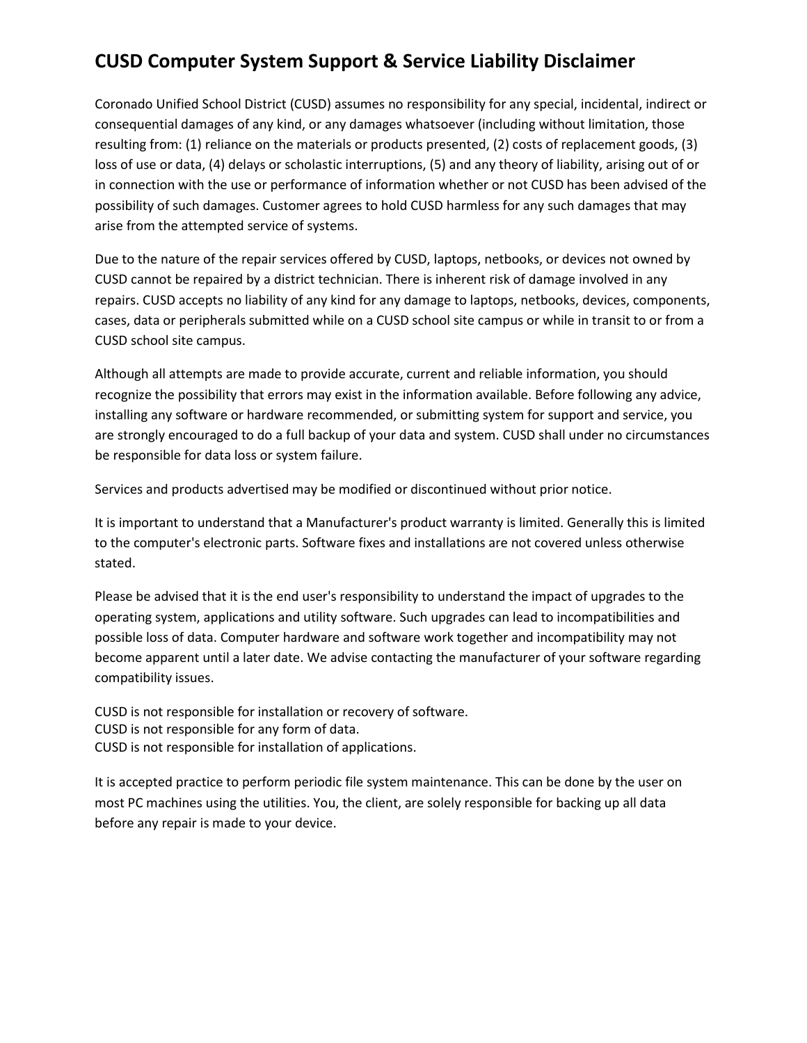# CUSD Computer System Support & Service Liability Disclaimer

Coronado Unified School District (CUSD) assumes no responsibility for any special, incidental, indirect or consequential damages of any kind, or any damages whatsoever (including without limitation, those resulting from: (1) reliance on the materials or products presented, (2) costs of replacement goods, (3) loss of use or data, (4) delays or scholastic interruptions, (5) and any theory of liability, arising out of or in connection with the use or performance of information whether or not CUSD has been advised of the possibility of such damages. Customer agrees to hold CUSD harmless for any such damages that may arise from the attempted service of systems.

Due to the nature of the repair services offered by CUSD, laptops, netbooks, or devices not owned by CUSD cannot be repaired by a district technician. There is inherent risk of damage involved in any repairs. CUSD accepts no liability of any kind for any damage to laptops, netbooks, devices, components, cases, data or peripherals submitted while on a CUSD school site campus or while in transit to or from a CUSD school site campus.

Although all attempts are made to provide accurate, current and reliable information, you should recognize the possibility that errors may exist in the information available. Before following any advice, installing any software or hardware recommended, or submitting system for support and service, you are strongly encouraged to do a full backup of your data and system. CUSD shall under no circumstances be responsible for data loss or system failure.

Services and products advertised may be modified or discontinued without prior notice.

It is important to understand that a Manufacturer's product warranty is limited. Generally this is limited to the computer's electronic parts. Software fixes and installations are not covered unless otherwise stated.

Please be advised that it is the end user's responsibility to understand the impact of upgrades to the operating system, applications and utility software. Such upgrades can lead to incompatibilities and possible loss of data. Computer hardware and software work together and incompatibility may not become apparent until a later date. We advise contacting the manufacturer of your software regarding compatibility issues.

CUSD is not responsible for installation or recovery of software.
CUSD is not responsible for any form of data.
CUSD is not responsible for installation of applications.

It is accepted practice to perform periodic file system maintenance. This can be done by the user on most PC machines using the utilities. You, the client, are solely responsible for backing up all data before any repair is made to your device.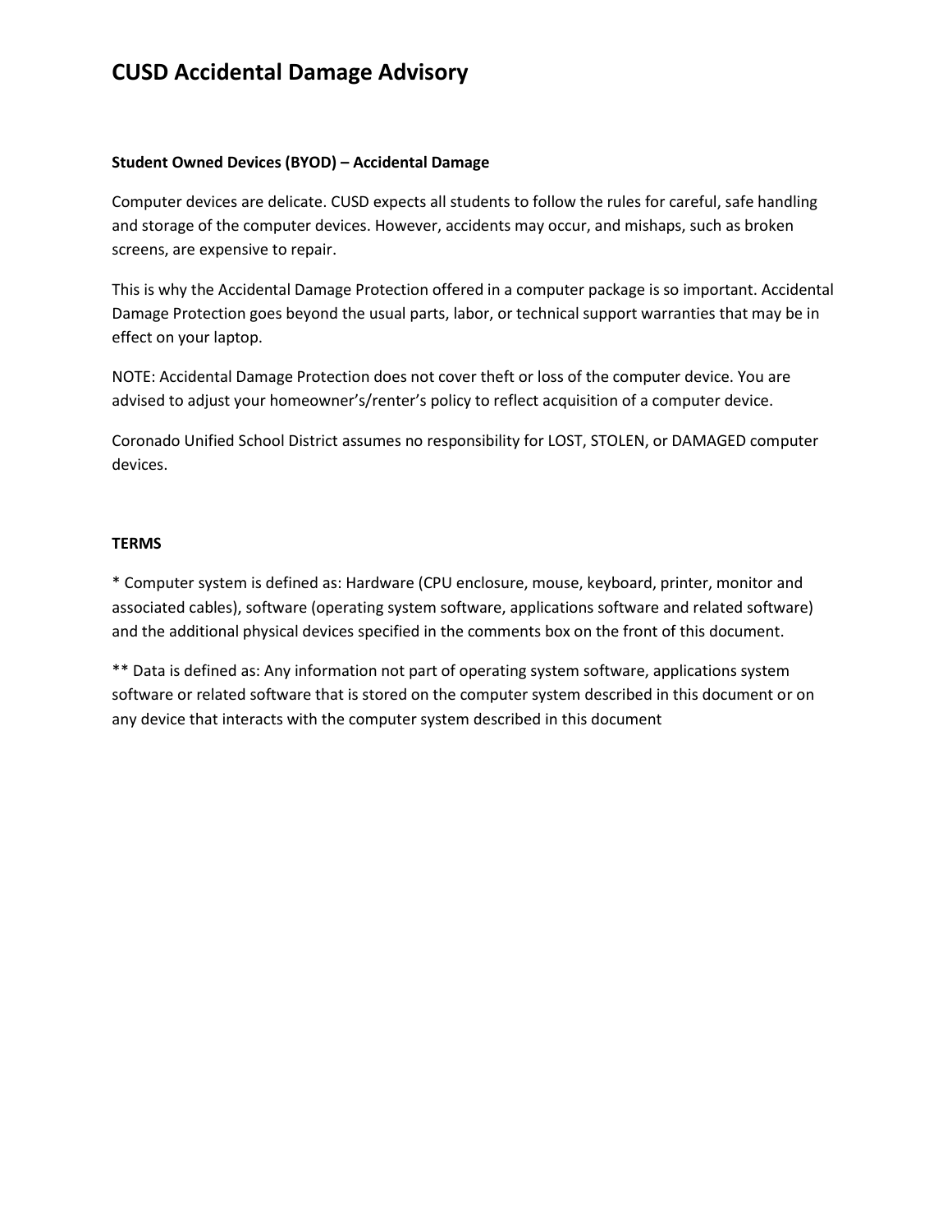# CUSD Accidental Damage Advisory

**Student Owned Devices (BYOD) – Accidental Damage**

Computer devices are delicate. CUSD expects all students to follow the rules for careful, safe handling and storage of the computer devices. However, accidents may occur, and mishaps, such as broken screens, are expensive to repair.

This is why the Accidental Damage Protection offered in a computer package is so important. Accidental Damage Protection goes beyond the usual parts, labor, or technical support warranties that may be in effect on your laptop.

NOTE: Accidental Damage Protection does not cover theft or loss of the computer device. You are advised to adjust your homeowner's/renter's policy to reflect acquisition of a computer device.

Coronado Unified School District assumes no responsibility for LOST, STOLEN, or DAMAGED computer devices.

**TERMS**

* Computer system is defined as: Hardware (CPU enclosure, mouse, keyboard, printer, monitor and associated cables), software (operating system software, applications software and related software) and the additional physical devices specified in the comments box on the front of this document.

** Data is defined as: Any information not part of operating system software, applications system software or related software that is stored on the computer system described in this document or on any device that interacts with the computer system described in this document